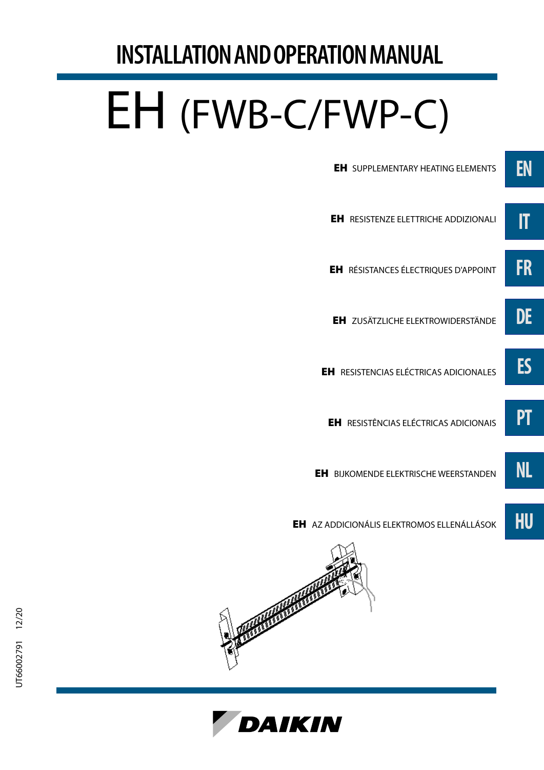# INSTALLATION AND OPERATION MANUAL

# EH (FWB-C/FWP-C)

**EH** SUPPLEMENTARY HEATING ELEMENTS — EN

**EH** RESISTENZE ELETTRICHE ADDIZIONALI — IT

**EH** RÉSISTANCES ÉLECTRIQUES D'APPOINT — FR

**EH** ZUSÄTZLICHE ELEKTROWIDERSTÄNDE — DE

**EH** RESISTENCIAS ELÉCTRICAS ADICIONALES — ES

**EH** RESISTÊNCIAS ELÉCTRICAS ADICIONAIS — PT

**EH** BIJKOMENDE ELEKTRISCHE WEERSTANDEN — NL

**EH** AZ ADDICIONÁLIS ELEKTROMOS ELLENÁLLÁSOK — HU

UT66002791 12/20

DAIKIN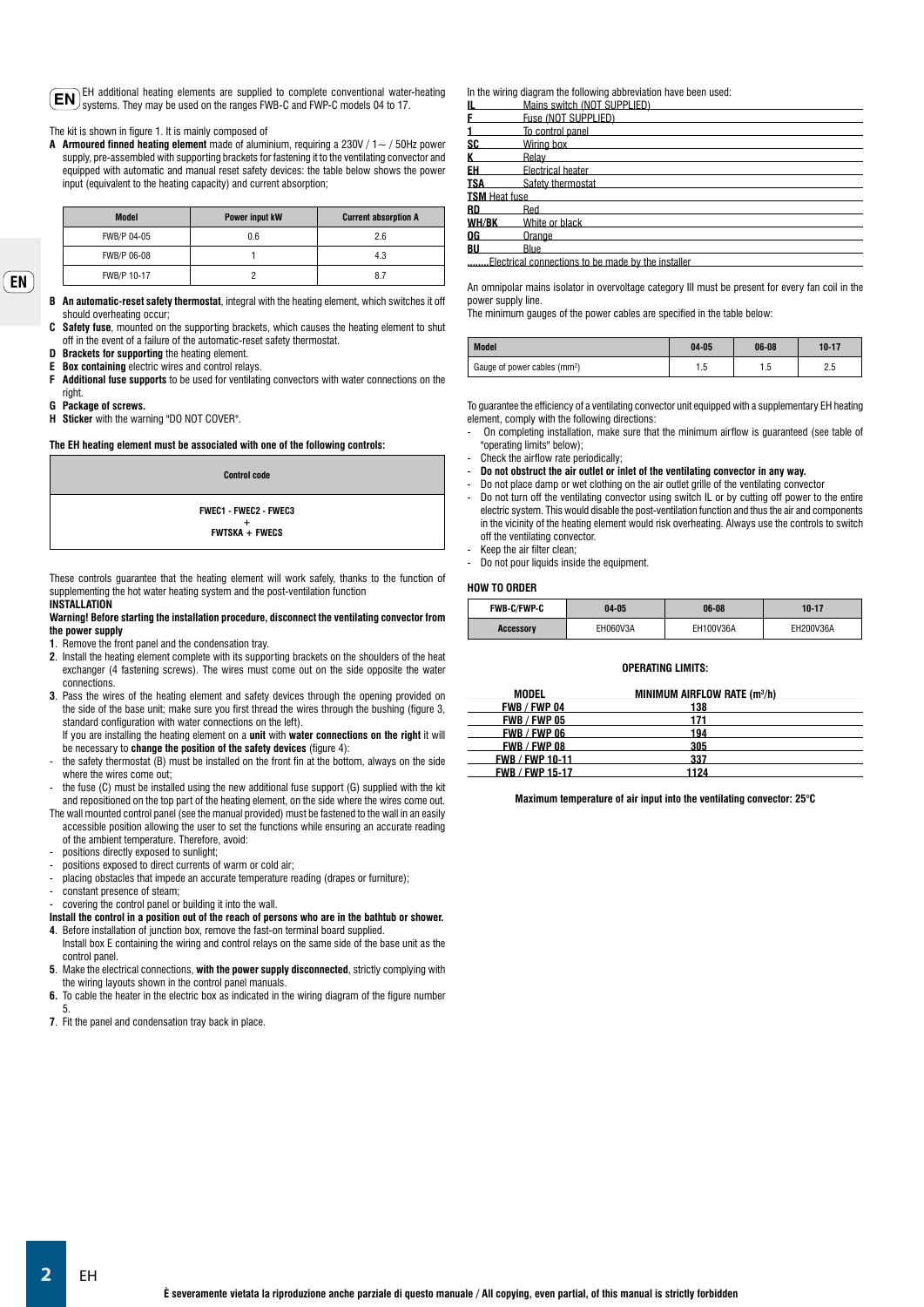EH additional heating elements are supplied to complete conventional water-heating systems. They may be used on the ranges FWB-C and FWP-C models 04 to 17.

The kit is shown in figure 1. It is mainly composed of

**A** **Armoured finned heating element** made of aluminium, requiring a 230V / 1~ / 50Hz power supply, pre-assembled with automatic and manual reset safety devices: the table below shows the power input (equivalent to the heating capacity) and current absorption;

| Model | Power input kW | Current absorption A |
|---|---|---|
| FWB/P 04-05 | 0.6 | 2.6 |
| FWB/P 06-08 | 1 | 4.3 |
| FWB/P 10-17 | 2 | 8.7 |

**B** **An automatic-reset safety thermostat**, integral with the heating element, which switches it off should overheating occur;

**C** **Safety fuse**, mounted on the supporting brackets, which causes the heating element to shut off in the event of a failure of the automatic-reset safety thermostat.

**D** **Brackets for supporting** the heating element.

**E** **Box containing** electric wires and control relays.

**F** **Additional fuse supports** to be used for ventilating convectors with water connections on the right.

**G** **Package of screws.**

**H** **Sticker** with the warning "DO NOT COVER".

**The EH heating element must be associated with one of the following controls:**

| Control code |
|---|
| FWEC1 - FWEC2 - FWEC3 + FWTSKA + FWECS |

These controls guarantee that the heating element will work safely, thanks to the function of supplementing the hot water heating system and the post-ventilation function

**INSTALLATION**

**Warning! Before starting the installation procedure, disconnect the ventilating convector from the power supply**

**1**. Remove the front panel and the condensation tray.

**2**. Install the heating element complete with its supporting brackets on the shoulders of the heat exchanger (4 fastening screws). The wires must come out on the side opposite the water connections.

**3**. Pass the wires of the heating element and safety devices through the opening provided on the side of the base unit; make sure you first thread the wires through the bushing (figure 3, standard configuration with water connections on the left).
If you are installing the heating element on a **unit** with **water connections on the right** it will be necessary to **change the position of the safety devices** (figure 4):

- the safety thermostat (B) must be installed on the front fin at the bottom, always on the side where the wires come out;
- the fuse (C) must be installed using the new additional fuse support (G) supplied with the kit and repositioned on the top part of the heating element, on the side where the wires come out.

The wall mounted control panel (see the manual provided) must be fastened to the wall in an easily accessible position allowing the user to set the functions while ensuring an accurate reading of the ambient temperature. Therefore, avoid:

- positions directly exposed to sunlight;
- positions exposed to direct currents of warm or cold air;
- placing obstacles that impede an accurate temperature reading (drapes or furniture);
- constant presence of steam;
- covering the control panel or building it into the wall.

**Install the control in a position out of the reach of persons who are in the bathtub or shower.**

**4**. Before installation of junction box, remove the fast-on terminal board supplied.
Install box E containing the wiring and control relays on the same side of the base unit as the control panel.

**5**. Make the electrical connections, **with the power supply disconnected**, strictly complying with the wiring layouts shown in the control panel manuals.

**6.** To cable the heater in the electric box as indicated in the wiring diagram of the figure number 5.

**7**. Fit the panel and condensation tray back in place.

In the wiring diagram the following abbreviation have been used:

| | |
|---|---|
| **IL** | Mains switch (NOT SUPPLIED) |
| **F** | Fuse (NOT SUPPLIED) |
| **1** | To control panel |
| **SC** | Wiring box |
| **K** | Relay |
| **EH** | Electrical heater |
| **TSA** | Safety thermostat |
| **TSM** | Heat fuse |
| **RD** | Red |
| **WH/BK** | White or black |
| **OG** | Orange |
| **BU** | Blue |
| ........ | Electrical connections to be made by the installer |

An omnipolar mains isolator in overvoltage category III must be present for every fan coil in the power supply line.

The minimum gauges of the power cables are specified in the table below:

| Model | 04-05 | 06-08 | 10-17 |
|---|---|---|---|
| Gauge of power cables (mm²) | 1.5 | 1.5 | 2.5 |

To guarantee the efficiency of a ventilating convector unit equipped with a supplementary EH heating element, comply with the following directions:

- On completing installation, make sure that the minimum airflow is guaranteed (see table of "operating limits" below);
- Check the airflow rate periodically;
- **Do not obstruct the air outlet or inlet of the ventilating convector in any way.**
- Do not place damp or wet clothing on the air outlet grille of the ventilating convector
- Do not turn off the ventilating convector using switch IL or by cutting off power to the entire electric system. This would disable the post-ventilation function and thus the air and components in the vicinity of the heating element would risk overheating. Always use the controls to switch off the ventilating convector.
- Keep the air filter clean;
- Do not pour liquids inside the equipment.

**HOW TO ORDER**

| FWB-C/FWP-C | 04-05 | 06-08 | 10-17 |
|---|---|---|---|
| **Accessory** | EH060V3A | EH100V36A | EH200V36A |

**OPERATING LIMITS:**

| MODEL | MINIMUM AIRFLOW RATE (m³/h) |
|---|---|
| FWB / FWP 04 | 138 |
| FWB / FWP 05 | 171 |
| FWB / FWP 06 | 194 |
| FWB / FWP 08 | 305 |
| FWB / FWP 10-11 | 337 |
| FWB / FWP 15-17 | 1124 |

**Maximum temperature of air input into the ventilating convector: 25°C**

**È severamente vietata la riproduzione anche parziale di questo manuale / All copying, even partial, of this manual is strictly forbidden**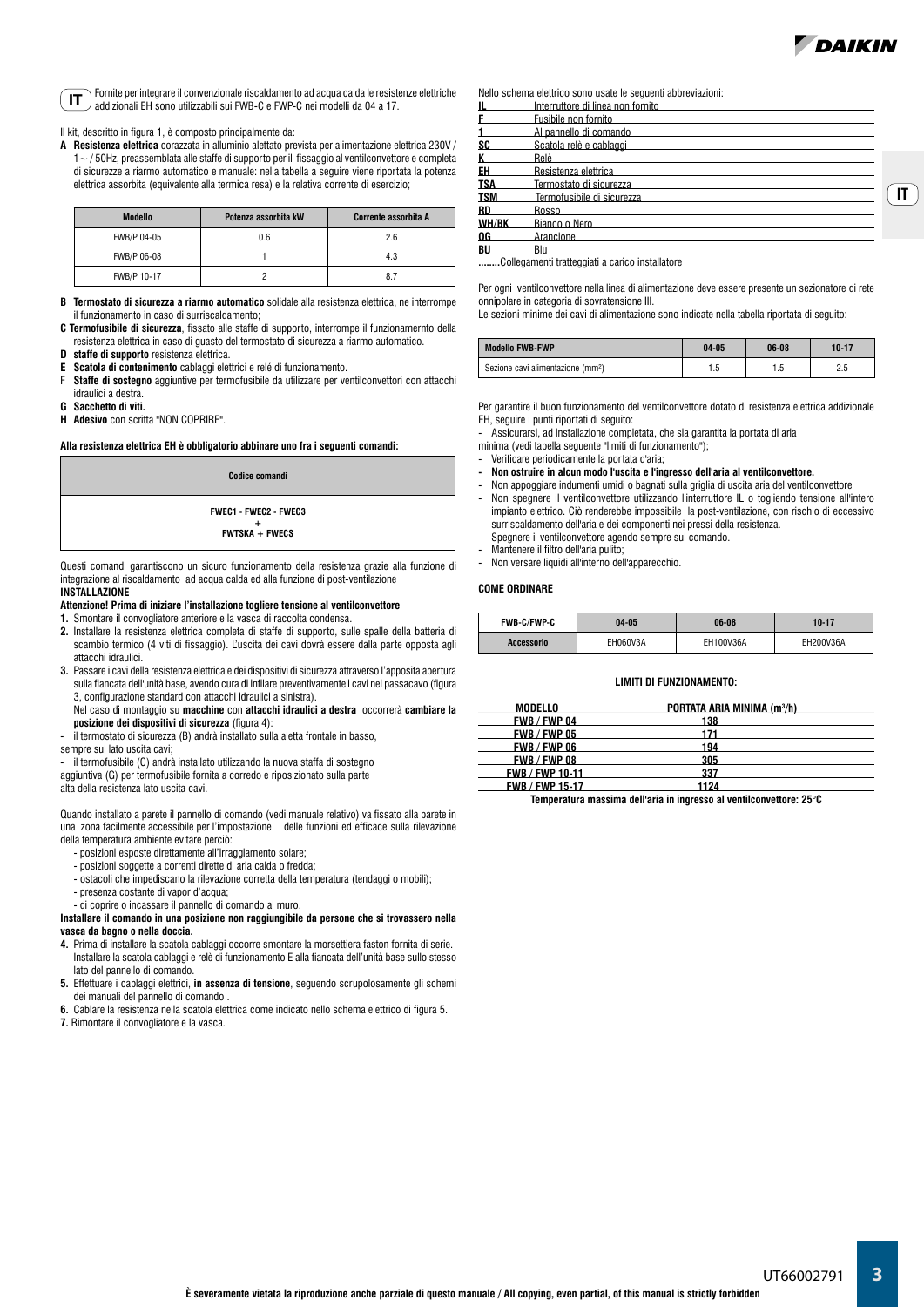**IT** Fornite per integrare il convenzionale riscaldamento ad acqua calda le resistenze elettriche addizionali EH sono utilizzabili sui FWB-C e FWP-C nei modelli da 04 a 17.

Il kit, descritto in figura 1, è composto principalmente da:

**A Resistenza elettrica** corazzata in alluminio alettato prevista per alimentazione elettrica 230V / 1~ / 50Hz, preassemblata alle staffe di supporto per il fissaggio al ventilconvettore e completa di sicurezze a riarmo automatico e manuale: nella tabella a seguire viene riportata la potenza elettrica assorbita (equivalente alla termica resa) e la relativa corrente di esercizio;

| Modello | Potenza assorbita kW | Corrente assorbita A |
|---|---|---|
| FWB/P 04-05 | 0.6 | 2.6 |
| FWB/P 06-08 | 1 | 4.3 |
| FWB/P 10-17 | 2 | 8.7 |

**B Termostato di sicurezza a riarmo automatico** solidale alla resistenza elettrica, ne interrompe il funzionamento in caso di surriscaldamento;
**C Termofusibile di sicurezza**, fissato alle staffe di supporto, interrompe il funzionamernto della resistenza elettrica in caso di guasto del termostato di sicurezza a riarmo automatico.
**D staffe di supporto** resistenza elettrica.
**E Scatola di contenimento** cablaggi elettrici e relé di funzionamento.
F **Staffe di sostegno** aggiuntive per termofusibile da utilizzare per ventilconvettori con attacchi idraulici a destra.
**G Sacchetto di viti.**
**H Adesivo** con scritta "NON COPRIRE".

**Alla resistenza elettrica EH è obbligatorio abbinare uno fra i seguenti comandi:**

| Codice comandi |
|---|
| FWEC1 - FWEC2 - FWEC3 + FWTSKA + FWECS |

Questi comandi garantiscono un sicuro funzionamento della resistenza grazie alla funzione de integrazione al riscaldamento ad acqua calda ed alla funzione di post-ventilazione

**INSTALLAZIONE**

**Attenzione! Prima di iniziare l'installazione togliere tensione al ventilconvettore**

**1.** Smontare il convogliatore anteriore e la vasca di raccolta condensa.
**2.** Installare la resistenza elettrica completa di staffe di supporto, sulle spalle della batteria di scambio termico (4 viti di fissaggio). L'uscita dei cavi dovrà essere dalla parte opposta agli attacchi idraulici.
**3.** Passare i cavi della resistenza elettrica e dei dispositivi di sicurezza attraverso l'apposita apertura sulla fiancata dell'unità base, avendo cura di infilare preventivamente i cavi nel passacavo (figura 3, configurazione standard con attacchi idraulici a sinistra).
Nel caso di montaggio su **macchine** con **attacchi idraulici a destra** occorrerà **cambiare la posizione dei dispositivi di sicurezza** (figura 4):
- il termostato di sicurezza (B) andrà installato sulla aletta frontale in basso, sempre sul lato uscita cavi;
- il termofusibile (C) andrà installato utilizzando la nuova staffa di sostegno aggiuntiva (G) per termofusibile fornita a corredo e riposizionato sulla parte alta della resistenza lato uscita cavi.

Quando installato a parete il pannello di comando (vedi manuale relativo) va fissato alla parete in una zona facilmente accessibile per l'impostazione delle funzioni ed efficace sulla rilevazione della temperatura ambiente evitare perciò:
- posizioni esposte direttamente all'irraggiamento solare;
- posizioni soggette a correnti dirette di aria calda o fredda;
- ostacoli che impediscano la rilevazione corretta della temperatura (tendaggi o mobili);
- presenza costante di vapor d'acqua;
- di coprire o incassare il pannello di comando al muro.

**Installare il comando in una posizione non raggiungibile da persone che si trovassero nella vasca da bagno o nella doccia.**

**4.** Prima di installare la scatola cablaggi occorre smontare la morsettiera faston fornita di serie. Installare la scatola cablaggi e relè di funzionamento E alla fiancata dell'unità base sullo stesso lato del pannello di comando.
**5.** Effettuare i cablaggi elettrici, **in assenza di tensione**, seguendo scrupolosamente gli schemi dei manuali del pannello di comando .
**6.** Cablare la resistenza nella scatola elettrica come indicato nello schema elettrico di figura 5.
**7.** Rimontare il convogliatore e la vasca.

Nello schema elettrico sono usate le seguenti abbreviazioni:

| | |
|---|---|
| **IL** | Interruttore di linea non fornito |
| **F** | Fusibile non fornito |
| **1** | Al pannello di comando |
| **SC** | Scatola relè e cablaggi |
| **K** | Relè |
| **EH** | Resistenza elettrica |
| **TSA** | Termostato di sicurezza |
| **TSM** | Termofusibile di sicurezza |
| **RD** | Rosso |
| **WH/BK** | Bianco o Nero |
| **OG** | Arancione |
| **BU** | Blu |
| **........** | Collegamenti tratteggiati a carico installatore |

Per ogni ventilconvettore nella linea di alimentazione deve essere presente un sezionatore di rete onnipolare in categoria di sovratensione III.
Le sezioni minime dei cavi di alimentazione sono indicate nella tabella riportata di seguito:

| Modello FWB-FWP | 04-05 | 06-08 | 10-17 |
|---|---|---|---|
| Sezione cavi alimentazione (mm²) | 1.5 | 1.5 | 2.5 |

Per garantire il buon funzionamento del ventilconvettore dotato di resistenza elettrica addizionale EH, seguire i punti riportati di seguito:
- Assicurarsi, ad installazione completata, che sia garantita la portata di aria minima (vedi tabella seguente "limiti di funzionamento");
- Verificare periodicamente la portata d'aria;
- **Non ostruire in alcun modo l'uscita e l'ingresso dell'aria al ventilconvettore.**
- Non appoggiare indumenti umidi o bagnati sulla griglia di uscita aria del ventilconvettore
- Non spegnere il ventilconvettore utilizzando l'interruttore IL o togliendo tensione all'intero impianto elettrico. Ciò renderebbe impossibile la post-ventilazione, con rischio di eccessivo surriscaldamento dell'aria e dei componenti nei pressi della resistenza.
Spegnere il ventilconvettore agendo sempre sul comando.
- Mantenere il filtro dell'aria pulito;
- Non versare liquidi all'interno dell'apparecchio.

**COME ORDINARE**

| FWB-C/FWP-C | 04-05 | 06-08 | 10-17 |
|---|---|---|---|
| Accessorio | EH060V3A | EH100V36A | EH200V36A |

**LIMITI DI FUNZIONAMENTO:**

| MODELLO | PORTATA ARIA MINIMA (m³/h) |
|---|---|
| FWB / FWP 04 | 138 |
| FWB / FWP 05 | 171 |
| FWB / FWP 06 | 194 |
| FWB / FWP 08 | 305 |
| FWB / FWP 10-11 | 337 |
| FWB / FWP 15-17 | 1124 |

**Temperatura massima dell'aria in ingresso al ventilconvettore: 25°C**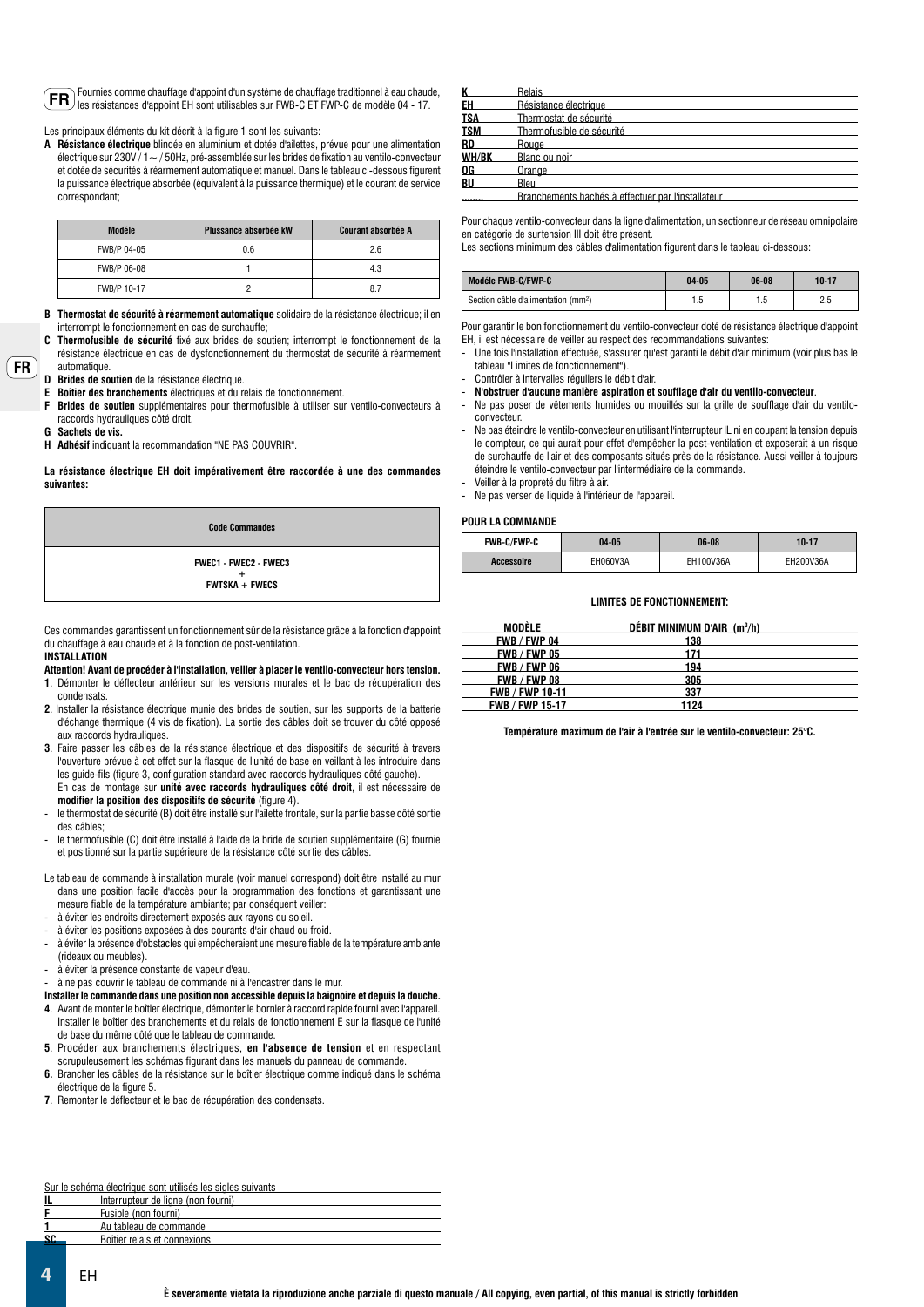Fournies comme chauffage d'appoint d'un système de chauffage traditionnel à eau chaude, les résistances d'appoint EH sont utilisables sur FWB-C ET FWP-C de modèle 04 - 17.

Les principaux éléments du kit décrit à la figure 1 sont les suivants:

**A Résistance électrique** blindée en aluminium et dotée d'ailettes, prévue pour une alimentation électrique sur 230V / 1~ / 50Hz, pré-assemblée sur les brides de fixation au ventilo-convecteur et dotée de sécurités à réarmement automatique et manuel. Dans le tableau ci-dessous figurent la puissance électrique absorbée (équivalent à la puissance thermique) et le courant de service correspondant;

| Modèle | Puissance absorbée kW | Courant absorbée A |
|---|---|---|
| FWB/P 04-05 | 0.6 | 2.6 |
| FWB/P 06-08 | 1 | 4.3 |
| FWB/P 10-17 | 2 | 8.7 |

**B Thermostat de sécurité à réarmement automatique** solidaire de la résistance électrique; il en interrompt le fonctionnement en cas de surchauffe;

**C Thermofusible de sécurité** fixé aux brides de soutien; interrompt le fonctionnement de la résistance électrique en cas de dysfonctionnement du thermostat de sécurité à réarmement automatique.

**D Brides de soutien** de la résistance électrique.

**E Boîtier des branchements** électriques et du relais de fonctionnement.

**F Brides de soutien** supplémentaires pour thermofusible à utiliser sur ventilo-convecteurs à raccords hydrauliques côté droit.

**G Sachets de vis.**

**H Adhésif** indiquant la recommandation "NE PAS COUVRIR".

**La résistance électrique EH doit impérativement être raccordée à une des commandes suivantes:**

| Code Commandes |
|---|
| FWEC1 - FWEC2 - FWEC3 + FWTSKA + FWECS |

Ces commandes garantissent un fonctionnement sûr de la résistance grâce à la fonction d'appoint du chauffage à eau chaude et à la fonction de post-ventilation.

**INSTALLATION**

**Attention! Avant de procéder à l'installation, veiller à placer le ventilo-convecteur hors tension.**

**1**. Démonter le déflecteur antérieur sur les versions murales et le bac de récupération des condensats.

**2**. Installer la résistance électrique munie des brides de soutien, sur les supports de la batterie d'échange thermique (4 vis de fixation). La sortie des câbles doit se trouver du côté opposé aux raccords hydrauliques.

**3**. Faire passer les câbles de la résistance électrique et des dispositifs de sécurité à travers l'ouverture prévue à cet effet sur la flasque de l'unité de base en veillant à les introduire dans les guide-fils (figure 3, configuration standard avec raccords hydrauliques côté gauche).
En cas de montage sur **unité avec raccords hydrauliques côté droit**, il est nécessaire de **modifier la position des dispositifs de sécurité** (figure 4).

- le thermostat de sécurité (B) doit être installé sur l'ailette frontale, sur la partie basse côté sortie des câbles;
- le thermofusible (C) doit être installé à l'aide de la bride de soutien supplémentaire (G) fournie et positionné sur la partie supérieure de la résistance côté sortie des câbles.

Le tableau de commande à installation murale (voir manuel correspond) doit être installé au mur dans une position facile d'accès pour la programmation des fonctions et garantissant une mesure fiable de la température ambiante; par conséquent veiller:

- à éviter les endroits directement exposés aux rayons du soleil.
- à éviter les positions exposées à des courants d'air chaud ou froid.
- à éviter la présence d'obstacles qui empêcheraient une mesure fiable de la température ambiante (rideaux ou meubles).
- à éviter la présence constante de vapeur d'eau.
- à ne pas couvrir le tableau de commande ni à l'encastrer dans le mur.

**Installer le commande dans une position non accessible depuis la baignoire et depuis la douche.**

**4**. Avant de monter le boîtier électrique, démonter le bornier à raccord rapide fourni avec l'appareil. Installer le boîtier des branchements et du relais de fonctionnement E sur la flasque de l'unité de base du même côté que le tableau de commande.

**5**. Procéder aux branchements électriques, **en l'absence de tension** et en respectant scrupuleusement les schémas figurant dans les manuels du panneau de commande.

**6.** Brancher les câbles de la résistance sur le boîtier électrique comme indiqué dans le schéma électrique de la figure 5.

**7**. Remonter le déflecteur et le bac de récupération des condensats.

Sur le schéma électrique sont utilisés les sigles suivants

| | |
|---|---|
| IL | Interrupteur de ligne (non fourni) |
| F | Fusible (non fourni) |
| 1 | Au tableau de commande |
| SC | Boîtier relais et connexions |
| K | Relais |
| EH | Résistance électrique |
| TSA | Thermostat de sécurité |
| TSM | Thermofusible de sécurité |
| RD | Rouge |
| WH/BK | Blanc ou noir |
| OG | Orange |
| BU | Bleu |
| ........ | Branchements hachés à effectuer par l'installateur |

Pour chaque ventilo-convecteur dans la ligne d'alimentation, un sectionneur de réseau omnipolaire en catégorie de surtension III doit être présent.

Les sections minimum des câbles d'alimentation figurent dans le tableau ci-dessous:

| Modèle FWB-C/FWP-C | 04-05 | 06-08 | 10-17 |
|---|---|---|---|
| Section câble d'alimentation (mm²) | 1.5 | 1.5 | 2.5 |

Pour garantir le bon fonctionnement du ventilo-convecteur doté de résistance électrique d'appoint EH, il est nécessaire de veiller au respect des recommandations suivantes:

- Une fois l'installation effectuée, s'assurer qu'est garanti le débit d'air minimum (voir plus bas le tableau "Limites de fonctionnement").
- Contrôler à intervalles réguliers le débit d'air.
- **N'obstruer d'aucune manière aspiration et soufflage d'air du ventilo-convecteur**.
- Ne pas poser de vêtements humides ou mouillés sur la grille de soufflage d'air du ventilo-convecteur.
- Ne pas éteindre le ventilo-convecteur en utilisant l'interrupteur IL ni en coupant la tension depuis le compteur, ce qui aurait pour effet d'empêcher la post-ventilation et exposerait à un risque de surchauffe de l'air et des composants situés près de la résistance. Aussi veiller à toujours éteindre le ventilo-convecteur par l'intermédiaire de la commande.
- Veiller à la propreté du filtre à air.
- Ne pas verser de liquide à l'intérieur de l'appareil.

**POUR LA COMMANDE**

| FWB-C/FWP-C | 04-05 | 06-08 | 10-17 |
|---|---|---|---|
| **Accessoire** | EH060V3A | EH100V36A | EH200V36A |

**LIMITES DE FONCTIONNEMENT:**

| MODÈLE | DÉBIT MINIMUM D'AIR (m³/h) |
|---|---|
| FWB / FWP 04 | 138 |
| FWB / FWP 05 | 171 |
| FWB / FWP 06 | 194 |
| FWB / FWP 08 | 305 |
| FWB / FWP 10-11 | 337 |
| FWB / FWP 15-17 | 1124 |

**Température maximum de l'air à l'entrée sur le ventilo-convecteur: 25°C.**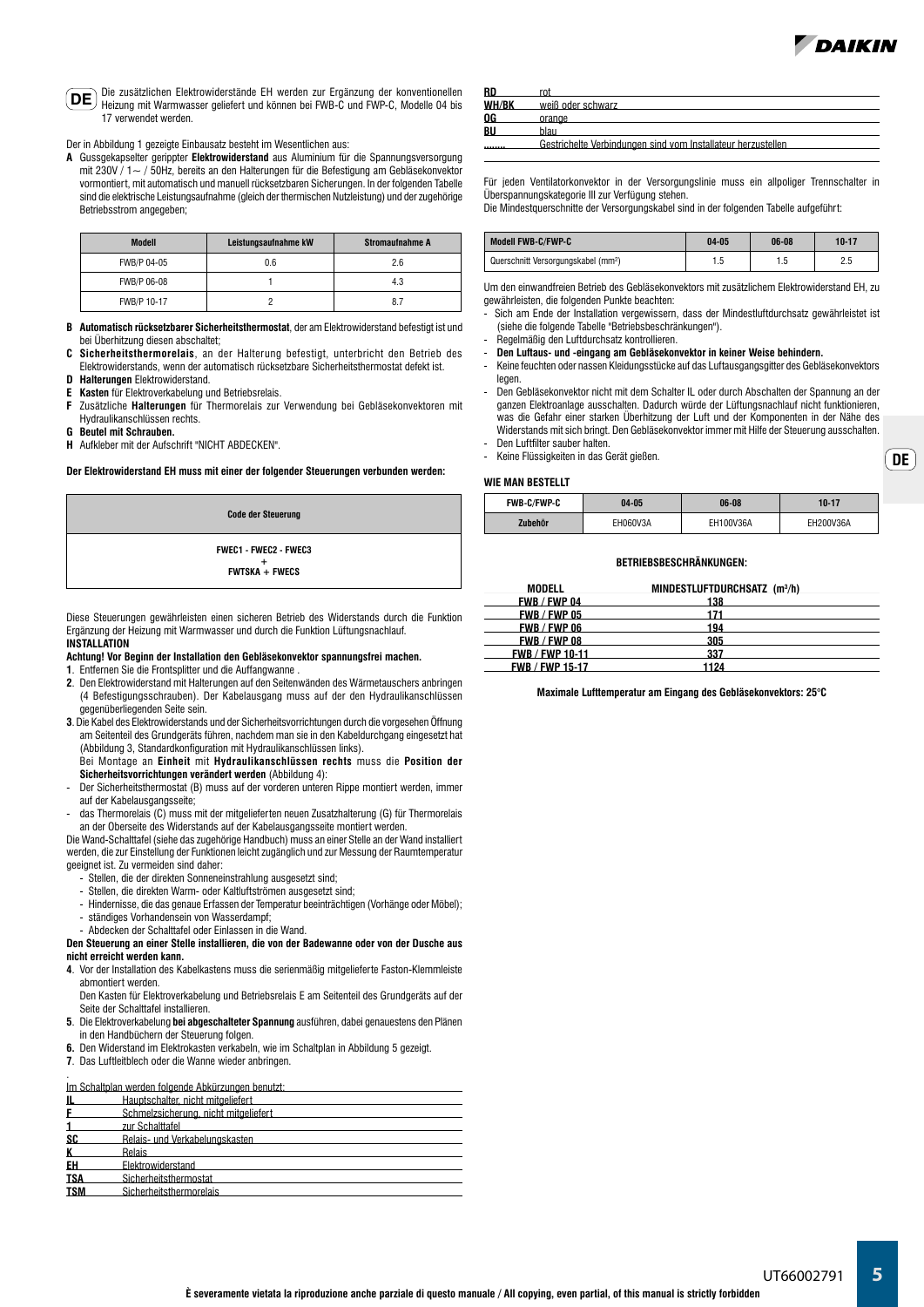DE Die zusätzlichen Elektrowiderstände EH werden zur Ergänzung der konventionellen Heizung mit Warmwasser geliefert und können bei FWB-C und FWP-C, Modelle 04 bis 17 verwendet werden.

Der in Abbildung 1 gezeigte Einbausatz besteht im Wesentlichen aus:

**A** Gussgekapselter gerippter **Elektrowiderstand** aus Aluminium für die Spannungsversorgung mit 230V / 1~ / 50Hz, bereits an den Halterungen für die Befestigung am Gebläsekonvektor vormontiert, mit automatisch und manuell rücksetzbaren Sicherungen. In der folgenden Tabelle sind die elektrische Leistungsaufnahme (gleich der thermischen Nutzleistung) und der zugehörige Betriebsstrom angegeben;

| Modell | Leistungsaufnahme kW | Stromaufnahme A |
|---|---|---|
| FWB/P 04-05 | 0.6 | 2.6 |
| FWB/P 06-08 | 1 | 4.3 |
| FWB/P 10-17 | 2 | 8.7 |

**B** **Automatisch rücksetzbarer Sicherheitsthermostat**, der am Elektrowiderstand befestigt ist und bei Überhitzung diesen abschaltet;

**C** **Sicherheitsthermorelais**, an der Halterung befestigt, unterbricht den Betrieb des Elektrowiderstands, wenn der automatisch rücksetzbare Sicherheitsthermostat defekt ist.

**D** **Halterungen** Elektrowiderstand.

**E** **Kasten** für Elektroverkabelung und Betriebsrelais.

**F** Zusätzliche **Halterungen** für Thermorelais zur Verwendung bei Gebläsekonvektoren mit Hydraulikanschlüssen rechts.

**G** **Beutel mit Schrauben.**

**H** Aufkleber mit der Aufschrift "NICHT ABDECKEN".

**Der Elektrowiderstand EH muss mit einer der folgender Steuerungen verbunden werden:**

| Code der Steuerung |
|---|
| FWEC1 - FWEC2 - FWEC3 + FWTSKA + FWECS |

Diese Steuerungen gewährleisten einen sicheren Betrieb des Widerstands durch die Funktion Ergänzung der Heizung mit Warmwasser und durch die Funktion Lüftungsnachlauf.

**INSTALLATION**

**Achtung! Vor Beginn der Installation den Gebläsekonvektor spannungsfrei machen.**

**1**. Entfernen Sie die Frontsplitter und die Auffangwanne .

**2**. Den Elektrowiderstand mit Halterungen auf den Seitenwänden des Wärmetauschers anbringen (4 Befestigungsschrauben). Der Kabelausgang muss auf der den Hydraulikanschlüssen gegenüberliegenden Seite sein.

**3**. Die Kabel des Elektrowiderstands und der Sicherheitsvorrichtungen durch die vorgesehen Öffnung am Seitenteil des Grundgeräts führen, nachdem man sie in den Kabeldurchgang eingesetzt hat (Abbildung 3, Standardkonfiguration mit Hydraulikanschlüssen links).
Bei Montage an **Einheit** mit **Hydraulikanschlüssen rechts** muss die **Position der Sicherheitsvorrichtungen verändert werden** (Abbildung 4):

- Der Sicherheitsthermostat (B) muss auf der vorderen unteren Rippe montiert werden, immer auf der Kabelausgangsseite;
- das Thermorelais (C) muss mit der mitgelieferten neuen Zusatzhalterung (G) für Thermorelais an der Oberseite des Widerstands auf der Kabelausgangsseite montiert werden.

Die Wand-Schalttafel (siehe das zugehörige Handbuch) muss an einer Stelle an der Wand installiert werden, die zur Einstellung der Funktionen leicht zugänglich und zur Messung der Raumtemperatur geeignet ist. Zu vermeiden sind daher:

- Stellen, die der direkten Sonneneinstrahlung ausgesetzt sind;
- Stellen, die direkten Warm- oder Kaltluftströmen ausgesetzt sind;
- Hindernisse, die das genaue Erfassen der Temperatur beeinträchtigen (Vorhänge oder Möbel);
- ständiges Vorhandensein von Wasserdampf;
- Abdecken der Schalttafel oder Einlassen in die Wand.

**Den Steuerung an einer Stelle installieren, die von der Badewanne oder von der Dusche aus nicht erreicht werden kann.**

**4**. Vor der Installation des Kabelkastens muss die serienmäßig mitgelieferte Faston-Klemmleiste abmontiert werden.
Den Kasten für Elektroverkabelung und Betriebsrelais E am Seitenteil des Grundgeräts auf der Seite der Schalttafel installieren.

**5**. Die Elektroverkabelung **bei abgeschalteter Spannung** ausführen, dabei genauestens den Plänen in den Handbüchern der Steuerung folgen.

**6**. Den Widerstand im Elektrokasten verkabeln, wie im Schaltplan in Abbildung 5 gezeigt.

**7**. Das Luftleitblech oder die Wanne wieder anbringen.

Im Schaltplan werden folgende Abkürzungen benutzt:

| | |
|---|---|
| **IL** | Hauptschalter, nicht mitgeliefert |
| **F** | Schmelzsicherung, nicht mitgeliefert |
| **1** | zur Schalttafel |
| **SC** | Relais- und Verkabelungskasten |
| **K** | Relais |
| **EH** | Elektrowiderstand |
| **TSA** | Sicherheitsthermostat |
| **TSM** | Sicherheitsthermorelais |
| **RD** | rot |
| **WH/BK** | weiß oder schwarz |
| **OG** | orange |
| **BU** | blau |
| **........** | Gestrichelte Verbindungen sind vom Installateur herzustellen |

Für jeden Ventilatorkonvektor in der Versorgungslinie muss ein allpoliger Trennschalter in Überspannungskategorie III zur Verfügung stehen.
Die Mindestquerschnitte der Versorgungskabel sind in der folgenden Tabelle aufgeführt:

| Modell FWB-C/FWP-C | 04-05 | 06-08 | 10-17 |
|---|---|---|---|
| Querschnitt Versorgungskabel (mm²) | 1.5 | 1.5 | 2.5 |

Um den einwandfreien Betrieb des Gebläsekonvektors mit zusätzlichem Elektrowiderstand EH, zu gewährleisten, die folgenden Punkte beachten:

- Sich am Ende der Installation vergewissern, dass der Mindestluftdurchsatz gewährleistet ist (siehe die folgende Tabelle "Betriebsbeschränkungen").
- Regelmäßig den Luftdurchsatz kontrollieren.
- **Den Luftaus- und -eingang am Gebläsekonvektor in keiner Weise behindern.**
- Keine feuchten oder nassen Kleidungsstücke auf das Luftausgangsgitter des Gebläsekonvektors legen.
- Den Gebläsekonvektor nicht mit dem Schalter IL oder durch Abschalten der Spannung an der ganzen Elektroanlage ausschalten. Dadurch würde der Lüftungsnachlauf nicht funktionieren, was die Gefahr einer starken Überhitzung der Luft und der Komponenten in der Nähe des Widerstands mit sich bringt. Den Gebläsekonvektor immer mit Hilfe der Steuerung ausschalten.
- Den Luftfilter sauber halten.
- Keine Flüssigkeiten in das Gerät gießen.

**WIE MAN BESTELLT**

| FWB-C/FWP-C | 04-05 | 06-08 | 10-17 |
|---|---|---|---|
| **Zubehör** | EH060V3A | EH100V36A | EH200V36A |

**BETRIEBSBESCHRÄNKUNGEN:**

| MODELL | MINDESTLUFTDURCHSATZ (m³/h) |
|---|---|
| FWB / FWP 04 | 138 |
| FWB / FWP 05 | 171 |
| FWB / FWP 06 | 194 |
| FWB / FWP 08 | 305 |
| FWB / FWP 10-11 | 337 |
| FWB / FWP 15-17 | 1124 |

**Maximale Lufttemperatur am Eingang des Gebläsekonvektors: 25°C**

È severamente vietata la riproduzione anche parziale di questo manuale / All copying, even partial, of this manual is strictly forbidden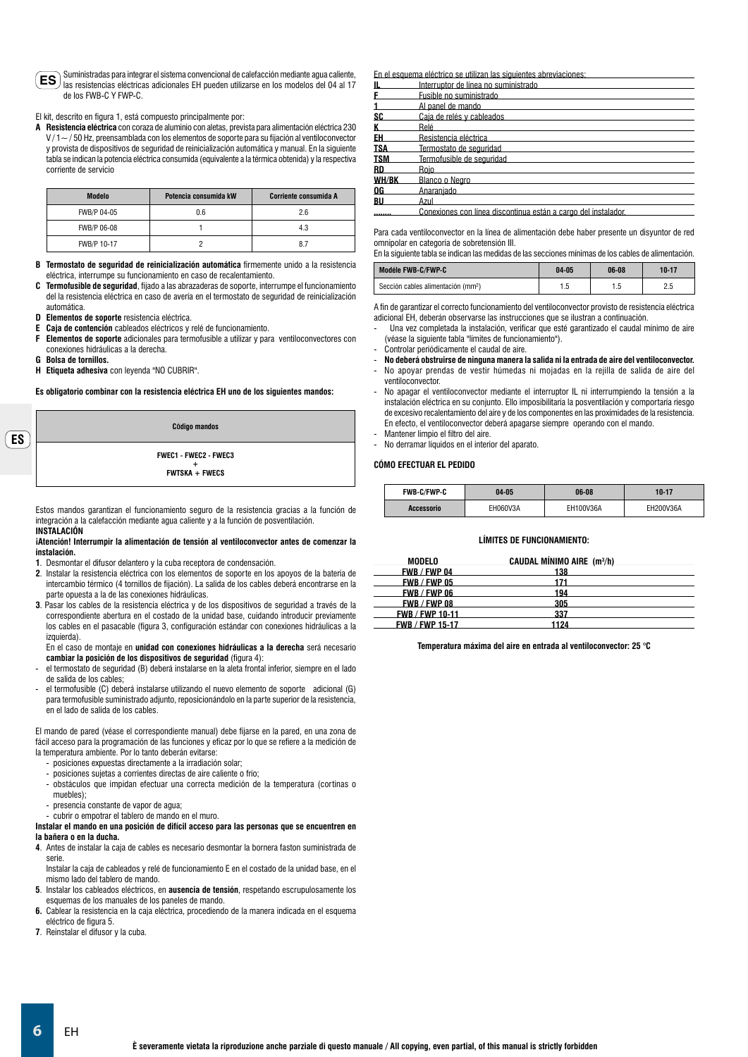Suministradas para integrar el sistema convencional de calefacción mediante agua caliente, las resistencias eléctricas adicionales EH pueden utilizarse en los modelos del 04 al 17 de los FWB-C Y FWP-C.

El kit, descrito en figura 1, está compuesto principalmente por:

**A Resistencia eléctrica** con coraza de aluminio con aletas, prevista para alimentación eléctrica 230 V / 1~ / 50 Hz, preensamblada con los elementos de soporte para su fijación al ventiloconvector y provista de dispositivos de seguridad de reinicialización automática y manual. En la siguiente tabla se indican la potencia eléctrica consumida (equivalente a la térmica obtenida) y la respectiva corriente de servicio

| Modelo | Potencia consumida kW | Corriente consumida A |
|---|---|---|
| FWB/P 04-05 | 0.6 | 2.6 |
| FWB/P 06-08 | 1 | 4.3 |
| FWB/P 10-17 | 2 | 8.7 |

**B Termostato de seguridad de reinicialización automática** firmemente unido a la resistencia eléctrica, interrumpe su funcionamiento en caso de recalentamiento.

**C Termofusible de seguridad**, fijado a las abrazaderas de soporte, interrumpe el funcionamiento de la resistencia eléctrica en caso de avería en el termostato de seguridad de reinicialización automática.

**D Elementos de soporte** resistencia eléctrica.

**E Caja de contención** cableados eléctricos y relé de funcionamiento.

**F Elementos de soporte** adicionales para termofusible a utilizar y para ventiloconvectores con conexiones hidráulicas a la derecha.

**G Bolsa de tornillos.**

**H Etiqueta adhesiva** con leyenda "NO CUBRIR".

**Es obligatorio combinar con la resistencia eléctrica EH uno de los siguientes mandos:**

| Código mandos |
|---|
| FWEC1 - FWEC2 - FWEC3<br>+<br>FWTSKA + FWECS |

Estos mandos garantizan el funcionamiento seguro de la resistencia gracias a la función de integración a la calefacción mediante agua caliente y a la función de posventilación.

**INSTALACIÓN**

**¡Atención! Interrumpir la alimentación de tensión al ventiloconvector antes de comenzar la instalación.**

**1**. Desmontar el difusor delantero y la cuba receptora de condensación.

**2**. Instalar la resistencia eléctrica con los elementos de soporte en los apoyos de la batería de intercambio térmico (4 tornillos de fijación). La salida de los cables deberá encontrarse en la parte opuesta a la de las conexiones hidráulicas.

**3**. Pasar los cables de la resistencia eléctrica y de los dispositivos de seguridad a través de la correspondiente abertura en el costado de la unidad base, cuidando introducir previamente los cables en el pasacable (figura 3, configuración estándar con conexiones hidráulicas a la izquierda).

En el caso de montaje en **unidad con conexiones hidráulicas a la derecha** será necesario **cambiar la posición de los dispositivos de seguridad** (figura 4):

- el termostato de seguridad (B) deberá instalarse en la aleta frontal inferior, siempre en el lado de salida de los cables;
- el termofusible (C) deberá instalarse utilizando el nuevo elemento de soporte adicional (G) para termofusible suministrado adjunto, reposicionándolo en la parte superior de la resistencia, en el lado de salida de los cables.

El mando de pared (véase el correspondiente manual) debe fijarse en la pared, en una zona de fácil acceso para la programación de las funciones y eficaz por lo que se refiere a la medición de la temperatura ambiente. Por lo tanto deberán evitarse:

- posiciones expuestas directamente a la irradiación solar;
- posiciones sujetas a corrientes directas de aire caliente o frío;
- obstáculos que impidan efectuar una correcta medición de la temperatura (cortinas o muebles);
- presencia constante de vapor de agua;
- cubrir o empotrar el tablero de mando en el muro.

**Instalar el mando en una posición de difícil acceso para las personas que se encuentren en la bañera o en la ducha.**

**4**. Antes de instalar la caja de cables es necesario desmontar la bornera faston suministrada de serie.

Instalar la caja de cableados y relé de funcionamiento E en el costado de la unidad base, en el mismo lado del tablero de mando.

**5**. Instalar los cableados eléctricos, en **ausencia de tensión**, respetando escrupulosamente los esquemas de los manuales de los paneles de mando.

**6.** Cablear la resistencia en la caja eléctrica, procediendo de la manera indicada en el esquema eléctrico de figura 5.

**7**. Reinstalar el difusor y la cuba.

En el esquema eléctrico se utilizan las siguientes abreviaciones:

| | |
|---|---|
| **IL** | Interruptor de línea no suministrado |
| **F** | Fusible no suministrado |
| **1** | Al panel de mando |
| **SC** | Caja de relés y cableados |
| **K** | Relé |
| **EH** | Resistencia eléctrica |
| **TSA** | Termostato de seguridad |
| **TSM** | Termofusible de seguridad |
| **RD** | Rojo |
| **WH/BK** | Blanco o Negro |
| **OG** | Anaranjado |
| **BU** | Azul |
| **........** | Conexiones con línea discontinua están a cargo del instalador. |

Para cada ventiloconvector en la línea de alimentación debe haber presente un disyuntor de red omnipolar en categoría de sobretensión III.

En la siguiente tabla se indican las medidas de las secciones mínimas de los cables de alimentación.

| Modèle FWB-C/FWP-C | 04-05 | 06-08 | 10-17 |
|---|---|---|---|
| Sección cables alimentación (mm²) | 1.5 | 1.5 | 2.5 |

A fin de garantizar el correcto funcionamiento del ventiloconvector provisto de resistencia eléctrica adicional EH, deberán observarse las instrucciones que se ilustran a continuación.

- Una vez completada la instalación, verificar que esté garantizado el caudal mínimo de aire (véase la siguiente tabla "límites de funcionamiento").
- Controlar periódicamente el caudal de aire.
- **No deberá obstruirse de ninguna manera la salida ni la entrada de aire del ventiloconvector.**
- No apoyar prendas de vestir húmedas ni mojadas en la rejilla de salida de aire del ventiloconvector.
- No apagar el ventiloconvector mediante el interruptor IL ni interrumpiendo la tensión a la instalación eléctrica en su conjunto. Ello imposibilitaría la posventilación y comportaría riesgo de excesivo recalentamiento del aire y de los componentes en las proximidades de la resistencia. En efecto, el ventiloconvector deberá apagarse siempre operando con el mando.
- Mantener limpio el filtro del aire.
- No derramar líquidos en el interior del aparato.

**CÓMO EFECTUAR EL PEDIDO**

| FWB-C/FWP-C | 04-05 | 06-08 | 10-17 |
|---|---|---|---|
| **Accessorio** | EH060V3A | EH100V36A | EH200V36A |

**LÍMITES DE FUNCIONAMIENTO:**

| MODELO | CAUDAL MÍNIMO AIRE (m³/h) |
|---|---|
| FWB / FWP 04 | 138 |
| FWB / FWP 05 | 171 |
| FWB / FWP 06 | 194 |
| FWB / FWP 08 | 305 |
| FWB / FWP 10-11 | 337 |
| FWB / FWP 15-17 | 1124 |

**Temperatura máxima del aire en entrada al ventiloconvector: 25 °C**

**È severamente vietata la riproduzione anche parziale di questo manuale / All copying, even partial, of this manual is strictly forbidden**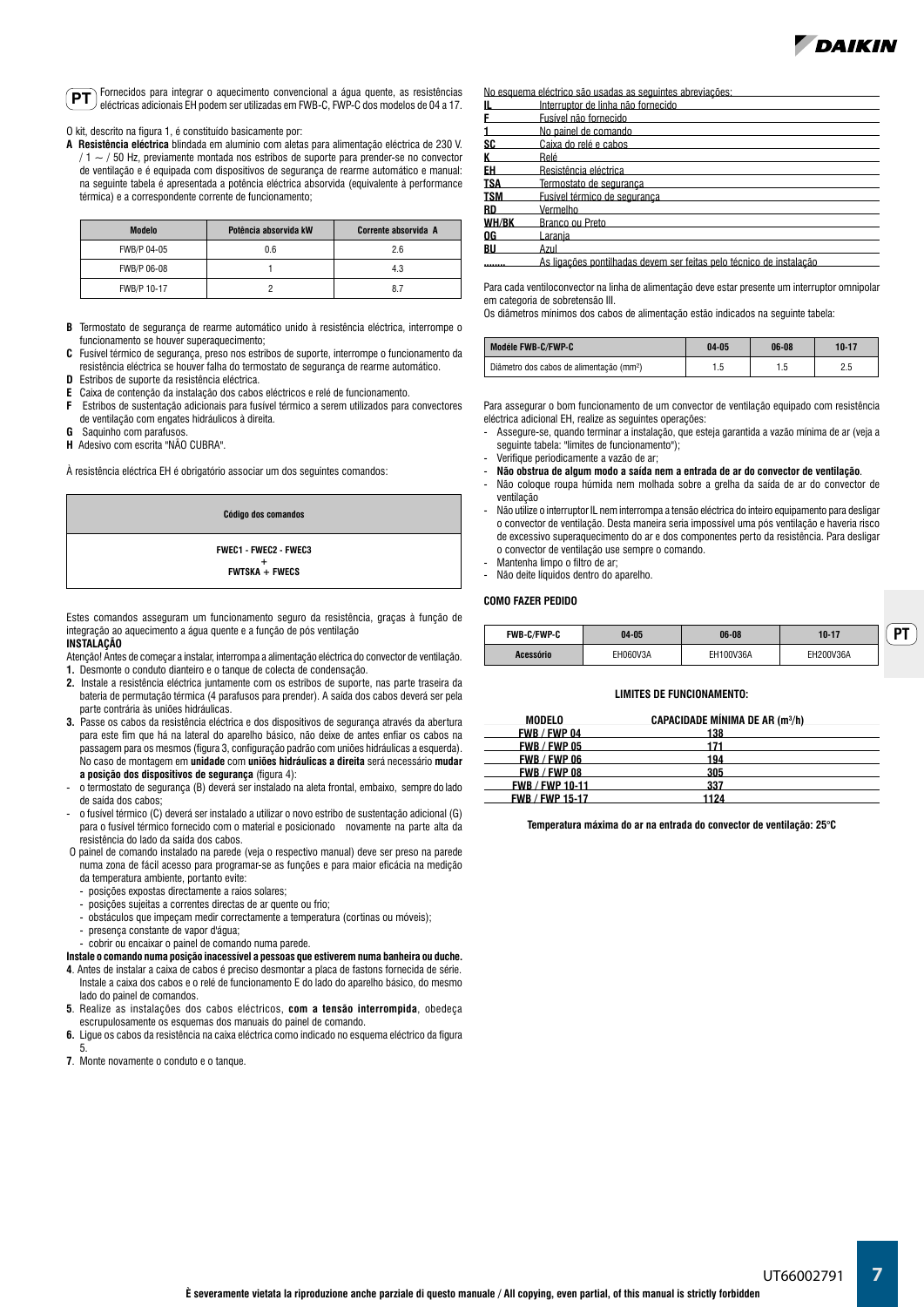PT Fornecidos para integrar o aquecimento convencional a água quente, as resistências eléctricas adicionais EH podem ser utilizadas em FWB-C, FWP-C dos modelos de 04 a 17.

O kit, descrito na figura 1, é constituído basicamente por:

**A** **Resistência eléctrica** blindada em alumínio com aletas para alimentação eléctrica de 230 V. / 1 ~ / 50 Hz, previamente montada nos estribos de suporte para prender-se no convector de ventilação e é equipada com dispositivos de segurança de rearme automático e manual: na seguinte tabela é apresentada a potência eléctrica absorvida (equivalente à performance térmica) e a correspondente corrente de funcionamento;

| Modelo | Potência absorvida kW | Corrente absorvida A |
|---|---|---|
| FWB/P 04-05 | 0.6 | 2.6 |
| FWB/P 06-08 | 1 | 4.3 |
| FWB/P 10-17 | 2 | 8.7 |

**B** Termostato de segurança de rearme automático unido à resistência eléctrica, interrompe o funcionamento se houver superaquecimento;

**C** Fusível térmico de segurança, preso nos estribos de suporte, interrompe o funcionamento da resistência eléctrica se houver falha do termostato de segurança de rearme automático.

**D** Estribos de suporte da resistência eléctrica.

**E** Caixa de contenção da instalação dos cabos eléctricos e relé de funcionamento.

**F** Estribos de sustentação adicionais para fusível térmico a serem utilizados para convectores de ventilação com engates hidráulicos à direita.

**G** Saquinho com parafusos.

**H** Adesivo com escrita "NÃO CUBRA".

À resistência eléctrica EH é obrigatório associar um dos seguintes comandos:

| Código dos comandos |
|---|
| FWEC1 - FWEC2 - FWEC3<br>+<br>FWTSKA + FWECS |

Estes comandos asseguram um funcionamento seguro da resistência, graças à função de integração ao aquecimento a água quente e a função de pós ventilação

**INSTALAÇÃO**

Atenção! Antes de começar a instalar, interrompa a alimentação eléctrica do convector de ventilação.

**1.** Desmonte o conduto dianteiro e o tanque de colecta de condensação.

**2.** Instale a resistência eléctrica juntamente com os estribos de suporte, nas parte traseira da bateria de permutação térmica (4 parafusos para prender). A saída dos cabos deverá ser pela parte contrária às uniões hidráulicas.

**3.** Passe os cabos da resistência eléctrica e dos dispositivos de segurança através da abertura para este fim que há na lateral do aparelho básico, não deixe de antes enfiar os cabos na passagem para os mesmos (figura 3, configuração padrão com uniões hidráulicas a esquerda). No caso de montagem em **unidade** com **uniões hidráulicas a direita** será necessário **mudar a posição dos dispositivos de segurança** (figura 4):

- o termostato de segurança (B) deverá ser instalado na aleta frontal, embaixo, sempre do lado de saída dos cabos;
- o fusível térmico (C) deverá ser instalado a utilizar o novo estribo de sustentação adicional (G) para o fusível térmico fornecido com o material e posicionado novamente na parte alta da resistência do lado da saída dos cabos.

O painel de comando instalado na parede (veja o respectivo manual) deve ser preso na parede numa zona de fácil acesso para programar-se as funções e para maior eficácia na medição da temperatura ambiente, portanto evite:

- posições expostas directamente a raios solares;
- posições sujeitas a correntes directas de ar quente ou frio;
- obstáculos que impeçam medir correctamente a temperatura (cortinas ou móveis);
- presença constante de vapor d'água;
- cobrir ou encaixar o painel de comando numa parede.

**Instale o comando numa posição inacessível a pessoas que estiverem numa banheira ou duche.**

**4**. Antes de instalar a caixa de cabos é preciso desmontar a placa de fastons fornecida de série. Instale a caixa dos cabos e o relé de funcionamento E do lado do aparelho básico, do mesmo lado do painel de comandos.

**5**. Realize as instalações dos cabos eléctricos, **com a tensão interrompida**, obedeça escrupulosamente os esquemas dos manuais do painel de comando.

**6.** Ligue os cabos da resistência na caixa eléctrica como indicado no esquema eléctrico da figura 5.

**7**. Monte novamente o conduto e o tanque.

No esquema eléctrico são usadas as seguintes abreviações:

| | |
|---|---|
| **IL** | Interruptor de linha não fornecido |
| **F** | Fusível não fornecido |
| **1** | No painel de comando |
| **SC** | Caixa do relé e cabos |
| **K** | Relé |
| **EH** | Resistência eléctrica |
| **TSA** | Termostato de segurança |
| **TSM** | Fusível térmico de segurança |
| **RD** | Vermelho |
| **WH/BK** | Branco ou Preto |
| **OG** | Laranja |
| **BU** | Azul |
| **........** | As ligações pontilhadas devem ser feitas pelo técnico de instalação |

Para cada ventiloconvector na linha de alimentação deve estar presente um interruptor omnipolar em categoria de sobretensão III.

Os diâmetros mínimos dos cabos de alimentação estão indicados na seguinte tabela:

| Modéle FWB-C/FWP-C | 04-05 | 06-08 | 10-17 |
|---|---|---|---|
| Diâmetro dos cabos de alimentação (mm²) | 1.5 | 1.5 | 2.5 |

Para assegurar o bom funcionamento de um convector de ventilação equipado com resistência eléctrica adicional EH, realize as seguintes operações:

- Assegure-se, quando terminar a instalação, que esteja garantida a vazão mínima de ar (veja a seguinte tabela: "limites de funcionamento");
- Verifique periodicamente a vazão de ar;
- **Não obstrua de algum modo a saída nem a entrada de ar do convector de ventilação**.
- Não coloque roupa húmida nem molhada sobre a grelha da saída de ar do convector de ventilação
- Não utilize o interruptor IL nem interrompa a tensão eléctrica do inteiro equipamento para desligar o convector de ventilação. Desta maneira seria impossível uma pós ventilação e haveria risco de excessivo superaquecimento do ar e dos componentes perto da resistência. Para desligar o convector de ventilação use sempre o comando.
- Mantenha limpo o filtro de ar;
- Não deite líquidos dentro do aparelho.

**COMO FAZER PEDIDO**

| FWB-C/FWP-C | 04-05 | 06-08 | 10-17 |
|---|---|---|---|
| **Acessório** | EH060V3A | EH100V36A | EH200V36A |

**LIMITES DE FUNCIONAMENTO:**

| MODELO | CAPACIDADE MÍNIMA DE AR (m³/h) |
|---|---|
| FWB / FWP 04 | 138 |
| FWB / FWP 05 | 171 |
| FWB / FWP 06 | 194 |
| FWB / FWP 08 | 305 |
| FWB / FWP 10-11 | 337 |
| FWB / FWP 15-17 | 1124 |

**Temperatura máxima do ar na entrada do convector de ventilação: 25°C**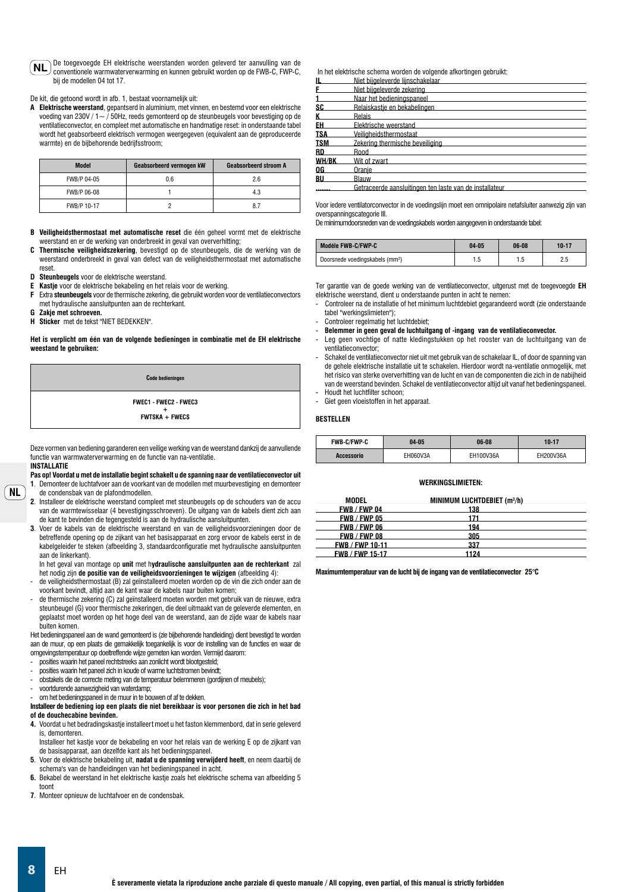NL De toegevoegde EH elektrische weerstanden worden geleverd ter aanvulling van de conventionele warmwaterverwarming en kunnen gebruikt worden op de FWB-C, FWP-C, bij de modellen 04 tot 17.

De kit, die getoond wordt in afb. 1, bestaat voornamelijk uit:

**A** **Elektrische weerstand**, gepantserd in aluminium, met vinnen, en bestemd voor een elektrische voeding van 230V / 1~ / 50Hz, reeds gemonteerd op de steunbeugels voor bevestiging op de ventilatieconvector, en compleet met automatische en handmatige reset: in onderstaande tabel wordt het geabsorbeerd elektrisch vermogen weergegeven (equivalent aan de geproduceerde warmte) en de bijbehorende bedrijfsstroom;

| Model | Geabsorbeerd vermogen kW | Geabsorbeerd stroom A |
|---|---|---|
| FWB/P 04-05 | 0.6 | 2.6 |
| FWB/P 06-08 | 1 | 4.3 |
| FWB/P 10-17 | 2 | 8.7 |

**B** **Veiligheidsthermostaat met automatische reset** die één geheel vormt met de elektrische weerstand en er de werking van onderbreekt in geval van oververhitting;

**C** **Thermische veiligheidszekering**, bevestigd op de steunbeugels, die de werking van de weerstand onderbreekt in geval van defect van de veiligheidsthermostaat met automatische reset.

**D** **Steunbeugels** voor de elektrische weerstand.

**E** **Kastje** voor de elektrische bekabeling en het relais voor de werking.

**F** Extra **steunbeugels** voor de thermische zekering, die gebruikt worden voor de ventilatieconvectors met hydraulische aansluitpunten aan de rechterkant.

**G** **Zakje met schroeven.**

**H** **Sticker** met de tekst "NIET BEDEKKEN".

**Het is verplicht om één van de volgende bedieningen in combinatie met de EH elektrische weestand te gebruiken:**

| Code bedieningen |
|---|
| FWEC1 - FWEC2 - FWEC3 + FWTSKA + FWECS |

Deze vormen van bediening garanderen een veilige werking van de weerstand dankzij de aanvullende functie van warmwaterverwarming en de functie van na-ventilatie.

**INSTALLATIE**

**Pas op! Voordat u met de installatie begint schakelt u de spanning naar de ventilatieconvector uit**

**1**. Demonteer de luchtafvoer aan de voorkant van de modellen met muurbevestiging en demonteer de condensbak van de plafondmodellen.

**2**. Installeer de elektrische weerstand compleet met steunbeugels op de schouders van de accu van de warmtewisselaar (4 bevestigingsschroeven). De uitgang van de kabels dient zich aan de kant te bevinden die tegengesteld is aan de hydraulische aansluitpunten.

**3**. Voer de kabels van de elektrische weerstand en van de veiligheidsvoorzieningen door de betreffende opening op de zijkant van het basisapparaat en zorg ervoor de kabels eerst in de kabelgeleider te steken (afbeelding 3, standaardconfiguratie met hydraulische aansluitpunten aan de linkerkant).

In het geval van montage op **unit** met h**ydraulische aansluitpunten aan de rechterkant** zal het nodig zijn **de positie van de veiligheidsvoorzieningen te wijzigen** (afbeelding 4):

- de veiligheidsthermostaat (B) zal geïnstalleerd moeten worden op de vin die zich onder aan de voorkant bevindt, altijd aan de kant waar de kabels naar buiten komen;
- de thermische zekering (C) zal geïnstalleerd moeten worden met gebruik van de nieuwe, extra steunbeugel (G) voor thermische zekeringen, die deel uitmaakt van de geleverde elementen, en geplaatst moet worden op het hoge deel van de weerstand, aan de zijde waar de kabels naar buiten komen.

Het bedieningspaneel aan de wand gemonteerd is (zie bijbehorende handleiding) dient bevestigd te worden aan de muur, op een plaats die gemakkelijk toegankelijk is voor de instelling van de functies en waar de omgevingstemperatuur op doeltreffende wijze gemeten kan worden. Vermijd daarom:

- posities waarin het paneel rechtstreeks aan zonlicht wordt blootgesteld;
- posities waarin het paneel zich in koude of warme luchtstromen bevindt;
- obstakels die de correcte meting van de temperatuur belemmeren (gordijnen of meubels);
- voortdurende aanwezigheid van waterdamp;
- om het bedieningspaneel in de muur in te bouwen of af te dekken.

**Installeer de bediening iop een plaats die niet bereikbaar is voor personen die zich in het bad of de douchecabine bevinden.**

**4**. Voordat u het bedradingskastje installeert moet u het faston klemmenbord, dat in serie geleverd is, demonteren.

Installeer het kastje voor de bekabeling en voor het relais van de werking E op de zijkant van de basisapparaat, aan dezelfde kant als het bedieningspaneel.

**5**. Voer de elektrische bekabeling uit, **nadat u de spanning verwijderd heeft**, en neem daarbij de schema's van de handleidingen van het bedieningspaneel in acht.

**6.** Bekabel de weerstand in het elektrische kastje zoals het elektrische schema van afbeelding 5 toont

**7**. Monteer opnieuw de luchtafvoer en de condensbak.

In het elektrische schema worden de volgende afkortingen gebruikt:

| | |
|---|---|
| **IL** | Niet bijgeleverde lijnschakelaar |
| **F** | Niet bijgeleverde zekering |
| **1** | Naar het bedieningspaneel |
| **SC** | Relaiskastje en bekabelingen |
| **K** | Relais |
| **EH** | Elektrische weerstand |
| **TSA** | Veiligheidsthermostaat |
| **TSM** | Zekering thermische beveiliging |
| **RD** | Rood |
| **WH/BK** | Wit of zwart |
| **OG** | Oranje |
| **BU** | Blauw |
| ........ | Getraceerde aansluitingen ten laste van de installateur |

Voor iedere ventilatorconvector in de voedingslijn moet een omnipolaire netafsluiter aanwezig zijn van overspanningscategorie III.

De minimumdoorsneden van de voedingskabels worden aangegeven in onderstaande tabel:

| Modèle FWB-C/FWP-C | 04-05 | 06-08 | 10-17 |
|---|---|---|---|
| Doorsnede voedingskabels (mm²) | 1.5 | 1.5 | 2.5 |

Ter garantie van de goede werking van de ventilatieconvector, uitgerust met de toegevoegde **EH** elektrische weerstand, dient u onderstaande punten in acht te nemen:

- Controleer na de installatie of het minimum luchtdebiet gegarandeerd wordt (zie onderstaande tabel "werkingslimieten");
- Controleer regelmatig het luchtdebiet;
- **Belemmer in geen geval de luchtuitgang of -ingang van de ventilatieconvector.**
- Leg geen vochtige of natte kledingstukken op het rooster van de luchtuitgang van de ventilatieconvector;
- Schakel de ventilatieconvector niet uit met gebruik van de schakelaar IL, of door de spanning van de gehele elektrische installatie uit te schakelen. Hierdoor wordt na-ventilatie onmogelijk, met het risico van sterke oververhitting van de lucht en van de componenten die zich in de nabijheid van de weerstand bevinden. Schakel de ventilatieconvector altijd uit vanaf het bedieningspaneel.
- Houdt het luchtfilter schoon;
- Giet geen vloeistoffen in het apparaat.

**BESTELLEN**

| FWB-C/FWP-C | 04-05 | 06-08 | 10-17 |
|---|---|---|---|
| **Accessorio** | EH060V3A | EH100V36A | EH200V36A |

**WERKINGSLIMIETEN:**

| MODEL | MINIMUM LUCHTDEBIET (m³/h) |
|---|---|
| FWB / FWP 04 | 138 |
| FWB / FWP 05 | 171 |
| FWB / FWP 06 | 194 |
| FWB / FWP 08 | 305 |
| FWB / FWP 10-11 | 337 |
| FWB / FWP 15-17 | 1124 |

**Maximumtemperatuur van de lucht bij de ingang van de ventilatieconvector**: **25°C**

**È severamente vietata la riproduzione anche parziale di questo manuale / All copying, even partial, of this manual is strictly forbidden**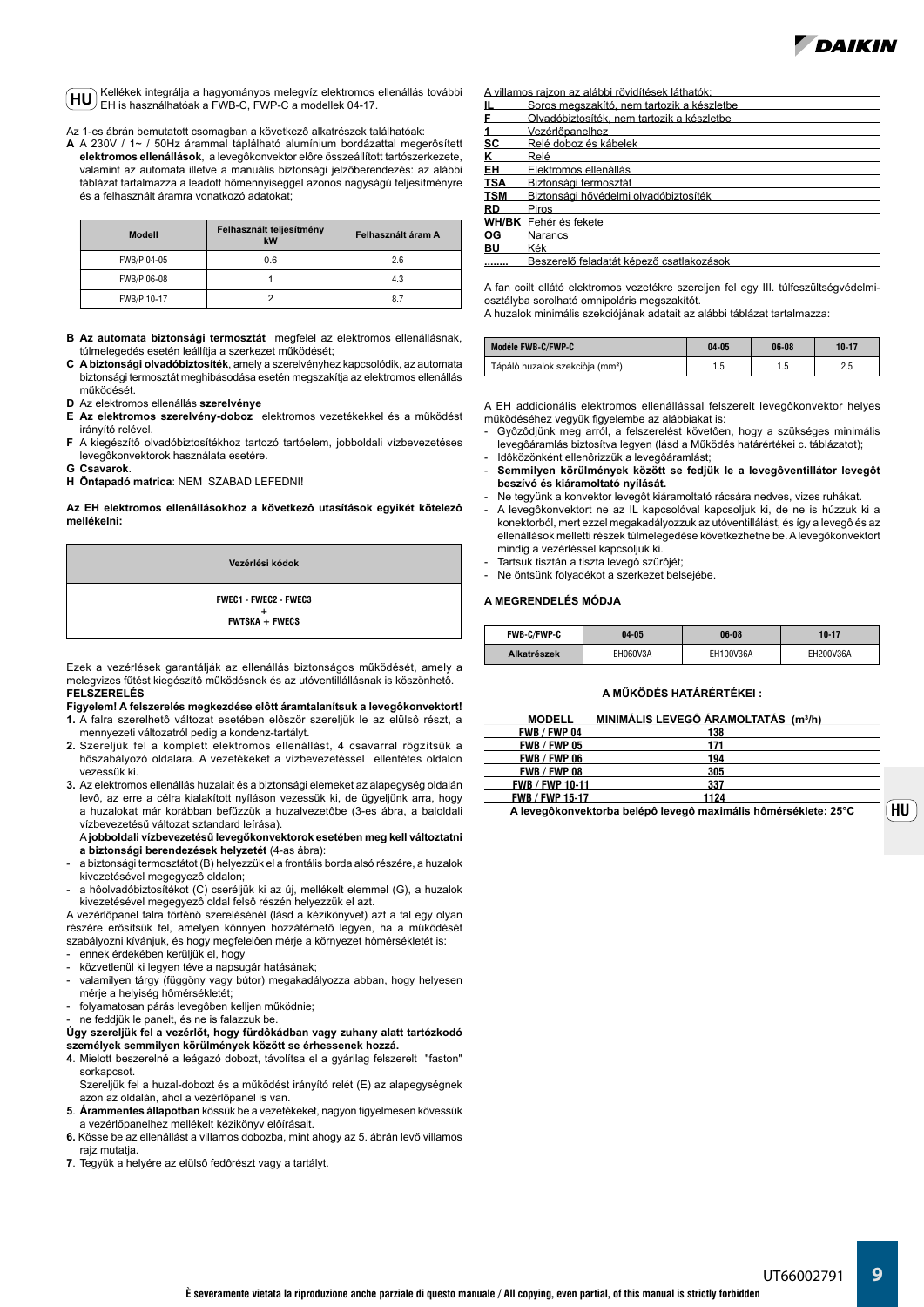**HU** Kellékek integrálja a hagyományos melegvíz elektromos ellenállás további EH is használhatóak a FWB-C, FWP-C a modellek 04-17.

Az 1-es ábrán bemutatott csomagban a következő alkatrészek találhatóak:

**A** A 230V / 1~ / 50Hz árammal táplálható alumínium bordázattal megerősített **elektromos ellenállások**, a levegőkonvektor előre összeállított tartószerkezete, valamint az automata illetve a manuális biztonsági jelzőberendezés: az alábbi táblázat tartalmazza a leadott hőmennyiséggel azonos nagyságú teljesítményre és a felhasznált áramra vonatkozó adatokat;

| Modell | Felhasznált teljesítmény kW | Felhasznált áram A |
|---|---|---|
| FWB/P 04-05 | 0.6 | 2.6 |
| FWB/P 06-08 | 1 | 4.3 |
| FWB/P 10-17 | 2 | 8.7 |

**B** **Az automata biztonsági termosztát** megfelel az elektromos ellenállásnak, túlmelegedés esetén leállítja a szerkezet működését;

**C** **A biztonsági olvadóbiztosíték**, amely a szerelvényhez kapcsolódik, az automata biztonsági termosztát meghibásodása esetén megszakítja az elektromos ellenállás működését.

**D** Az elektromos ellenállás **szerelvénye**

**E** **Az elektromos szerelvény-doboz** elektromos vezetékekkel és a működést irányító relével.

**F** A kiegészítő olvadóbiztosítékhoz tartozó tartóelem, jobboldali vízbevezetéses levegőkonvektorok használata esetére.

**G** **Csavarok**.

**H** **Öntapadó matrica**: NEM SZABAD LEFEDNI!

**Az EH elektromos ellenállásokhoz a következő utasítások egyikét kötelező mellékelni:**

| Vezérlési kódok |
|---|
| FWEC1 - FWEC2 - FWEC3 + FWTSKA + FWECS |

Ezek a vezérlések garantálják az ellenállás biztonságos működését, amely a melegvizes fűtést kiegészítő működésnek és az utóventillállásnak köszönhető.

**FELSZERELÉS**

**Figyelem! A felszerelés megkezdése előtt áramtalanítsuk a levegőkonvektort!**

1. A falra szerelhető változat esetében először szereljük le az elülső részt, a mennyezeti változatról pedig a kondenz-tartályt.
2. Szereljük fel a komplett elektromos ellenállást, 4 csavarral rögzítsük a hőszabályozó oldalára. A vezetékeket a vízbevezetéssel ellentétes oldalon vezessük ki.
3. Az elektromos ellenállás huzalait és a biztonsági elemeket az alapegység oldalán levő, az erre a célra kialakított nyíláson vezessük ki, de ügyeljünk arra, hogy a huzalokat már korábban befűzzük a huzalvezetőbe (3-es ábra, a baloldali vízbevezetésű változat sztandard leírása).
   A **jobboldali vízbevezetésű levegőkonvektorok esetében meg kell változtatni a biztonsági berendezések helyzetét** (4-as ábra):

- a biztonsági termosztátot (B) helyezzük el a frontális borda alsó részére, a huzalok kivezetésével megegyező oldalon;
- a hőolvadóbiztosítékot (C) cseréljük ki az új, mellékelt elemmel (G), a huzalok kivezetésével megegyező oldal felső részén helyezzük el azt.

A vezérlőpanel falra történő szerelésénél (lásd a kézikönyvet) azt a fal egy olyan részére erősítsük fel, amelyen könnyen hozzáférhető legyen, ha a működését szabályozni kívánjuk, és hogy megfelelően mérje a környezet hőmérsékletét is:

- ennek érdekében kerüljük el, hogy
- közvetlenül ki legyen téve a napsugár hatásának;
- valamilyen tárgy (függöny vagy bútor) megakadályozza abban, hogy helyesen mérje a helyiség hőmérsékletét;
- folyamatosan párás levegőben kelljen működnie;
- ne feddjük le a panelt, és ne is falazzuk be.

**Úgy szereljük fel a vezérlőt, hogy fürdőkádban vagy zuhany alatt tartózkodó személyek semmilyen körülmények között se érhessenek hozzá.**

4. Mielott beszerelné a leágazó dobozt, távolítsa el a gyárilag felszerelt "faston" sorkapcsot.
   Szereljük fel a huzal-dobozt és a működést irányító relét (E) az alapegységnek azon az oldalán, ahol a vezérlőpanel is van.
5. **Árammentes állapotban** kössük be a vezetékeket, nagyon figyelmesen kövessük a vezérlőpanelhez mellékelt kézikönyv előírásait.
6. Kösse be az ellenállást a villamos dobozba, mint ahogy az 5. ábrán levő villamos rajz mutatja.
7. Tegyük a helyére az elülső fedőrészt vagy a tartályt.

A villamos rajzon az alábbi rövidítések láthatók:

| | |
|---|---|
| IL | Soros megszakító, nem tartozik a készletbe |
| F | Olvadóbiztosíték, nem tartozik a készletbe |
| 1 | Vezérlőpanelhez |
| SC | Relé doboz és kábelek |
| K | Relé |
| EH | Elektromos ellenállás |
| TSA | Biztonsági termosztát |
| TSM | Biztonsági hővédelmi olvadóbiztosíték |
| RD | Piros |
| WH/BK | Fehér és fekete |
| OG | Narancs |
| BU | Kék |
| ........ | Beszerelő feladatát képező csatlakozások |

A fan coilt ellátó elektromos vezetékre szereljen fel egy III. túlfeszültségvédelmi-osztályba sorolható omnipoláris megszakítót.
A huzalok minimális szekciójának adatait az alábbi táblázat tartalmazza:

| Modéle FWB-C/FWP-C | 04-05 | 06-08 | 10-17 |
|---|---|---|---|
| Tápláló huzalok szekciója (mm²) | 1.5 | 1.5 | 2.5 |

A EH addicionális elektromos ellenállással felszerelt levegőkonvektor helyes működéséhez vegyük figyelembe az alábbiakat is:

- Győződjünk meg arról, a felszerelést követően, hogy a szükséges minimális levegőáramlás biztosítva legyen (lásd a Működés határértékei c. táblázatot);
- Időközönként ellenőrizzük a levegőáramlást;
- **Semmilyen körülmények között se fedjük le a levegőventillátor levegőt beszívó és kiáramoltató nyílását.**
- Ne tegyünk a konvektor levegőt kiáramoltató rácsára nedves, vizes ruhákat.
- A levegőkonvektort ne az IL kapcsolóval kapcsoljuk ki, de ne is húzzuk ki a konektorból, mert ezzel megakadályozzuk az utóventillálást, és így a levegő és az ellenállások melletti részek túlmelegedése következhetne be. A levegőkonvektort mindig a vezérléssel kapcsoljuk ki.
- Tartsuk tisztán a tiszta levegő szűrőjét;
- Ne öntsünk folyadékot a szerkezet belsejébe.

### A MEGRENDELÉS MÓDJA

| FWB-C/FWP-C | 04-05 | 06-08 | 10-17 |
|---|---|---|---|
| **Alkatrészek** | EH060V3A | EH100V36A | EH200V36A |

### A MŰKÖDÉS HATÁRÉRTÉKEI :

| MODELL | MINIMÁLIS LEVEGŐ ÁRAMOLTATÁS (m³/h) |
|---|---|
| FWB / FWP 04 | 138 |
| FWB / FWP 05 | 171 |
| FWB / FWP 06 | 194 |
| FWB / FWP 08 | 305 |
| FWB / FWP 10-11 | 337 |
| FWB / FWP 15-17 | 1124 |

**A levegőkonvektorba belépő levegő maximális hőmérséklete: 25°C**

UT66002791

**È severamente vietata la riproduzione anche parziale di questo manuale / All copying, even partial, of this manual is strictly forbidden**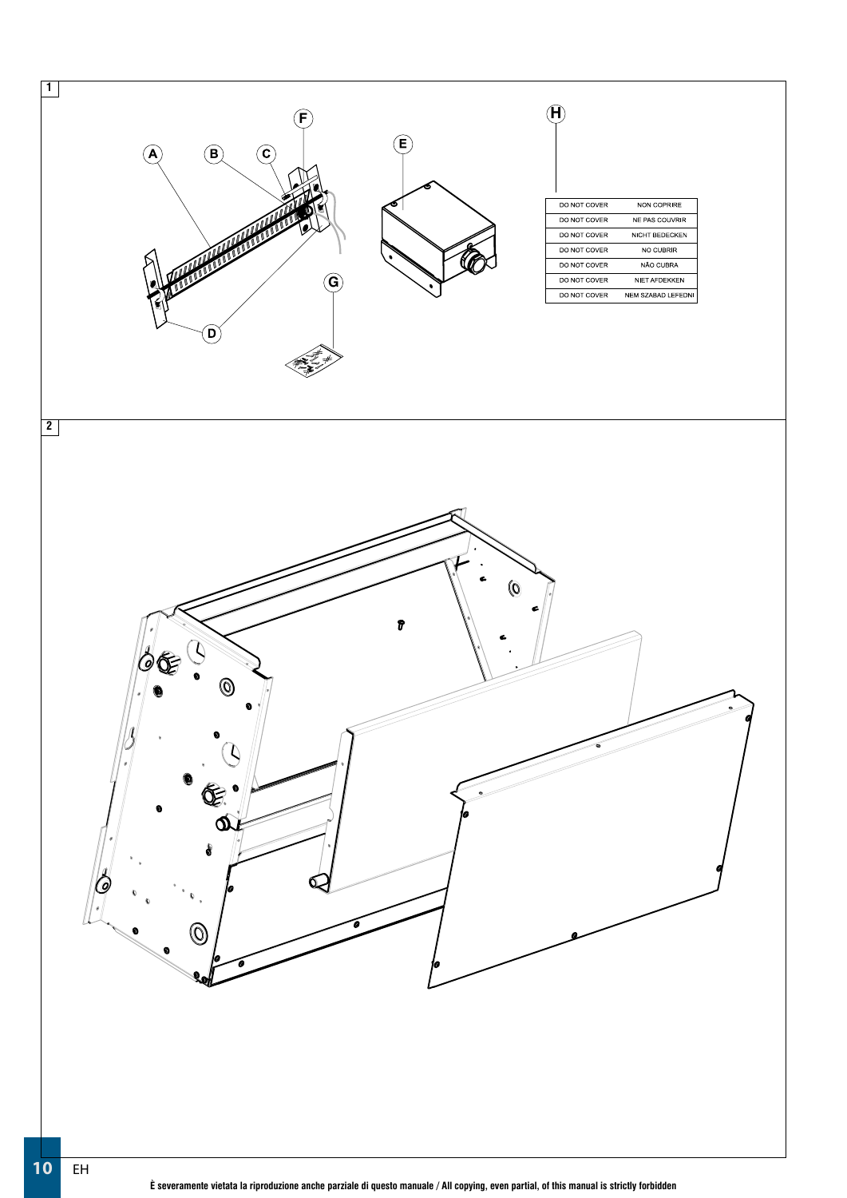1

A B C F E H

D G

| | |
|---|---|
| DO NOT COVER | NON COPRIRE |
| DO NOT COVER | NE PAS COUVRIR |
| DO NOT COVER | NICHT BEDECKEN |
| DO NOT COVER | NO CUBRIR |
| DO NOT COVER | NÃO CUBRA |
| DO NOT COVER | NIET AFDEKKEN |
| DO NOT COVER | NEM SZABAD LEFEDNI |

2

EH

**È severamente vietata la riproduzione anche parziale di questo manuale / All copying, even partial, of this manual is strictly forbidden**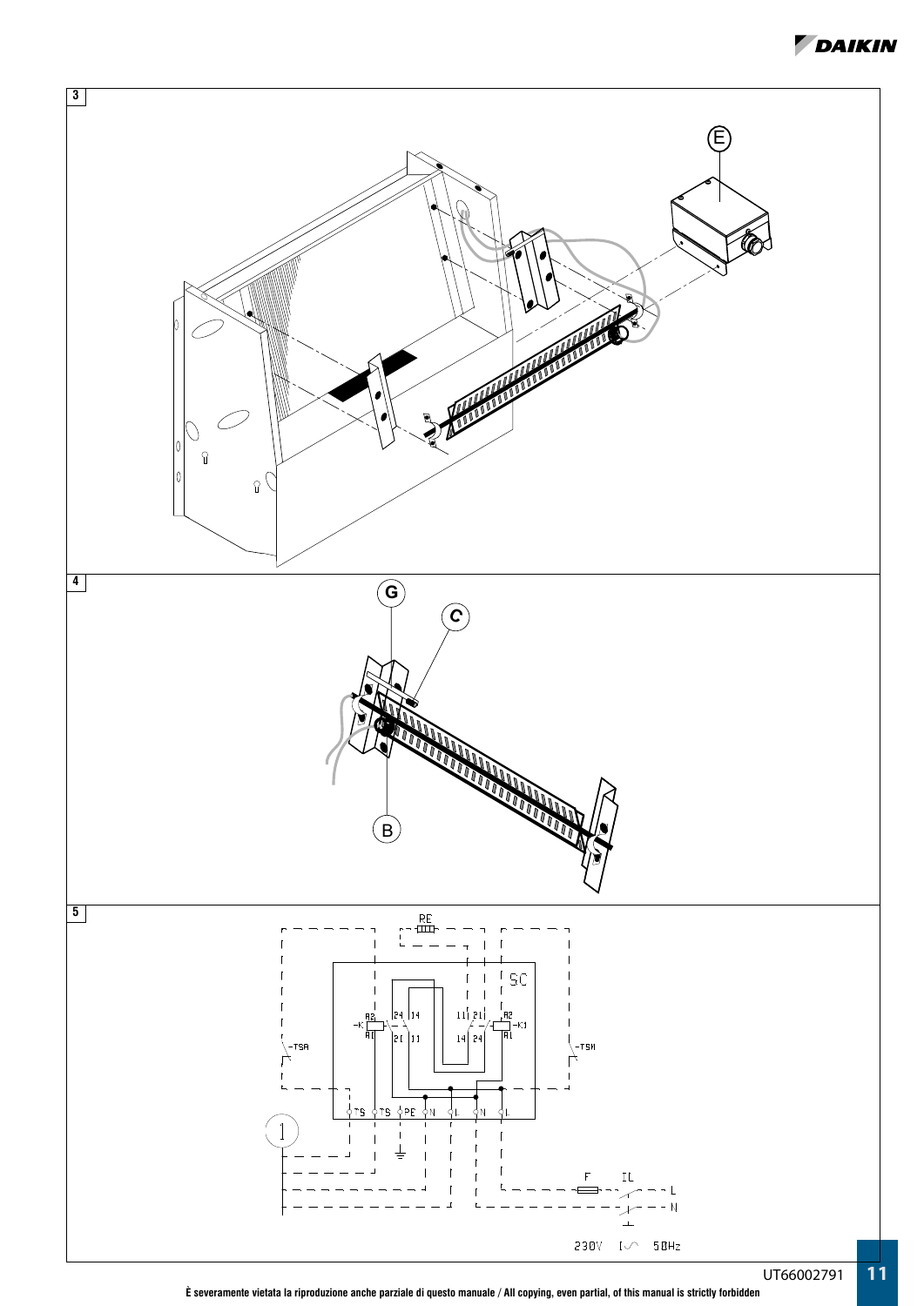3

E

4

G

C

B

5

RE

SC

-K

A2

A1

24 14

21 11

11 21

14 24

A2

A1

-K1

-TSA

-TSM

TS TS PE N L N L

1

F

IL

L

N

230V 1∼ 50Hz

È severamente vietata la riproduzione anche parziale di questo manuale / All copying, even partial, of this manual is strictly forbidden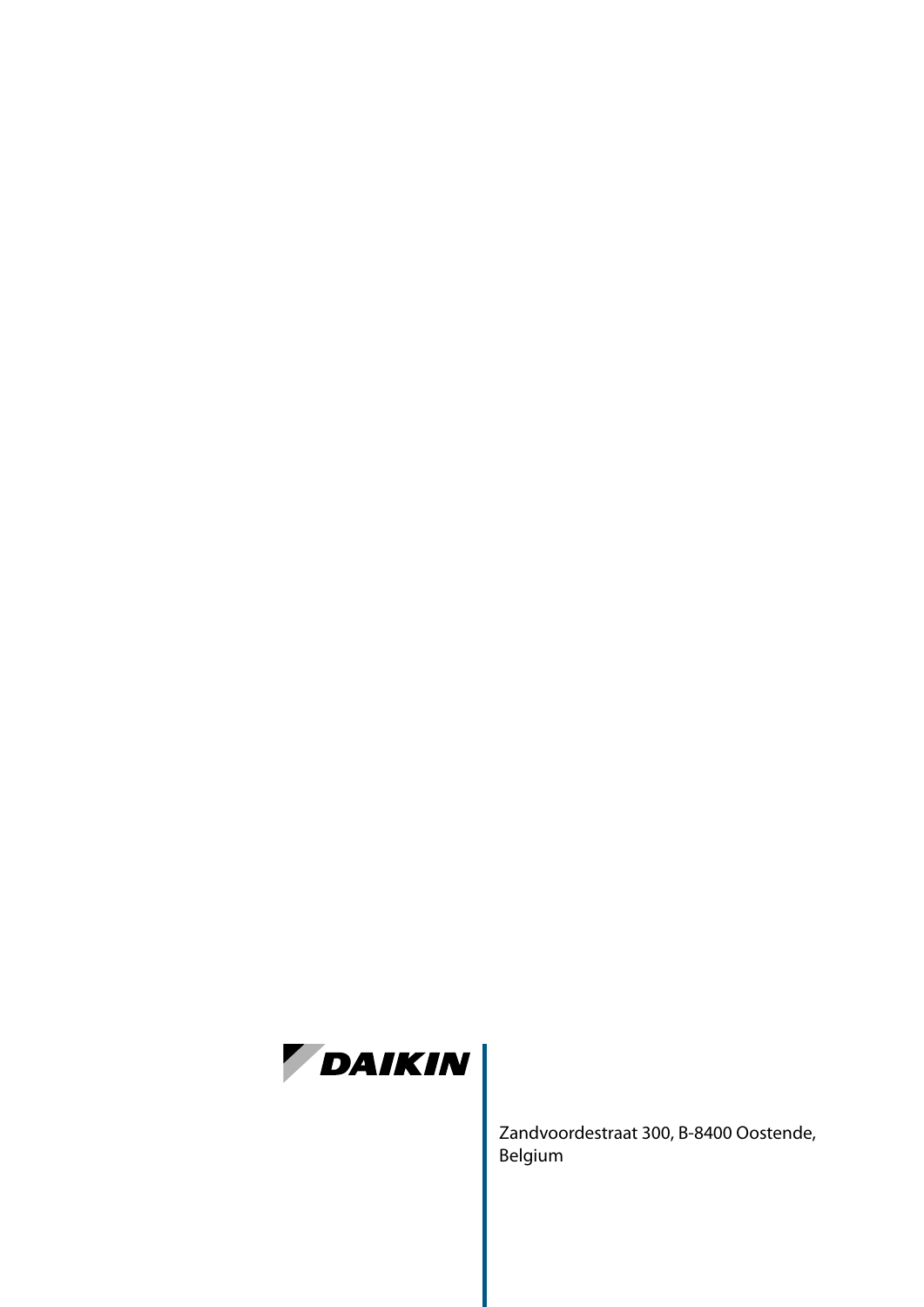DAIKIN

Zandvoordestraat 300, B-8400 Oostende, Belgium